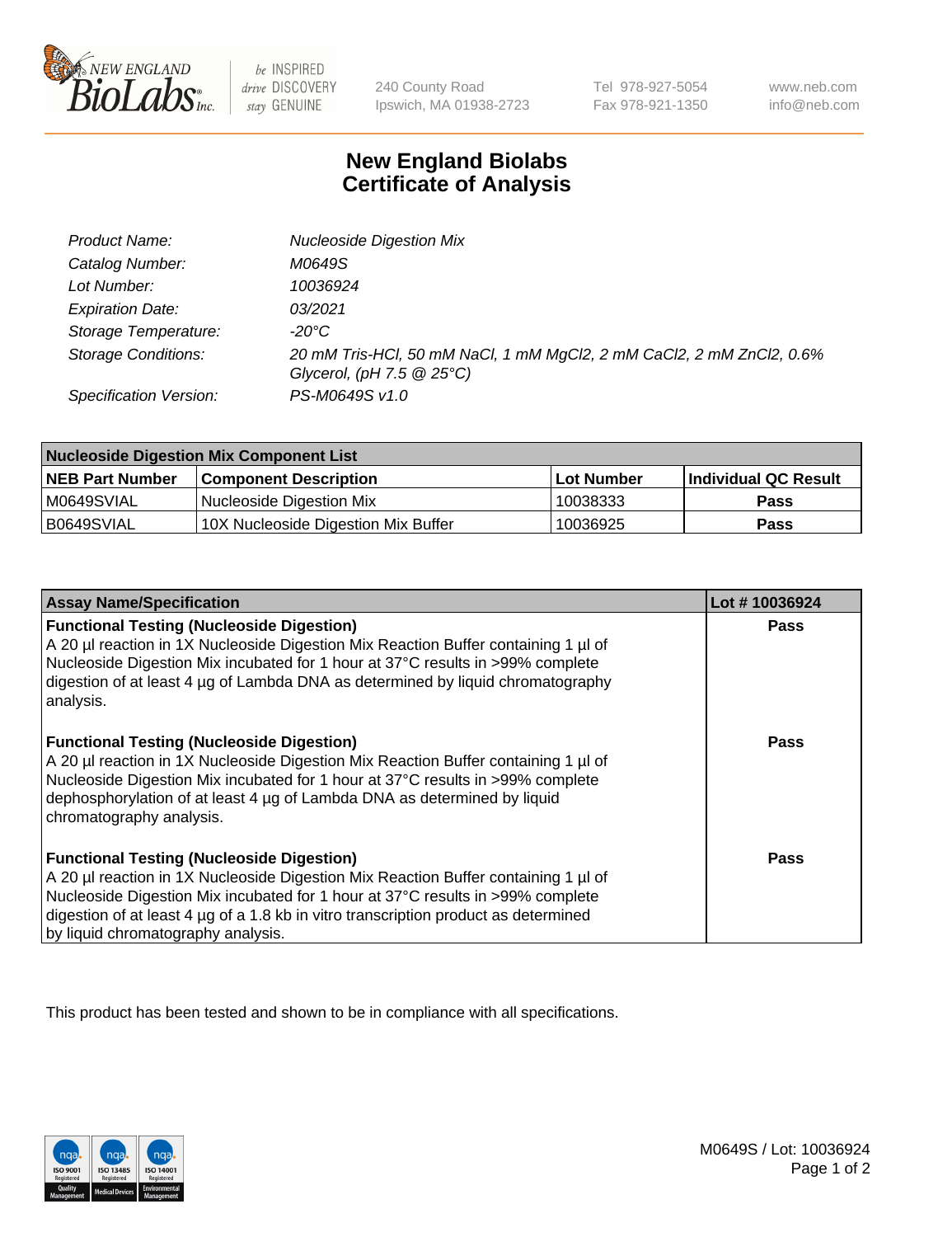# New England Biolabs Certificate of Analysis

| | |
|---|---|
| *Product Name:* | *Nucleoside Digestion Mix* |
| *Catalog Number:* | *M0649S* |
| *Lot Number:* | *10036924* |
| *Expiration Date:* | *03/2021* |
| *Storage Temperature:* | *-20°C* |
| *Storage Conditions:* | *20 mM Tris-HCl, 50 mM NaCl, 1 mM MgCl2, 2 mM CaCl2, 2 mM ZnCl2, 0.6% Glycerol, (pH 7.5 @ 25°C)* |
| *Specification Version:* | *PS-M0649S v1.0* |

| Nucleoside Digestion Mix Component List | | | |
|---|---|---|---|
| **NEB Part Number** | **Component Description** | **Lot Number** | **Individual QC Result** |
| M0649SVIAL | Nucleoside Digestion Mix | 10038333 | **Pass** |
| B0649SVIAL | 10X Nucleoside Digestion Mix Buffer | 10036925 | **Pass** |

| Assay Name/Specification | Lot # 10036924 |
|---|---|
| **Functional Testing (Nucleoside Digestion)** A 20 µl reaction in 1X Nucleoside Digestion Mix Reaction Buffer containing 1 µl of Nucleoside Digestion Mix incubated for 1 hour at 37°C results in >99% complete digestion of at least 4 µg of Lambda DNA as determined by liquid chromatography analysis. | **Pass** |
| **Functional Testing (Nucleoside Digestion)** A 20 µl reaction in 1X Nucleoside Digestion Mix Reaction Buffer containing 1 µl of Nucleoside Digestion Mix incubated for 1 hour at 37°C results in >99% complete dephosphorylation of at least 4 µg of Lambda DNA as determined by liquid chromatography analysis. | **Pass** |
| **Functional Testing (Nucleoside Digestion)** A 20 µl reaction in 1X Nucleoside Digestion Mix Reaction Buffer containing 1 µl of Nucleoside Digestion Mix incubated for 1 hour at 37°C results in >99% complete digestion of at least 4 µg of a 1.8 kb in vitro transcription product as determined by liquid chromatography analysis. | **Pass** |

This product has been tested and shown to be in compliance with all specifications.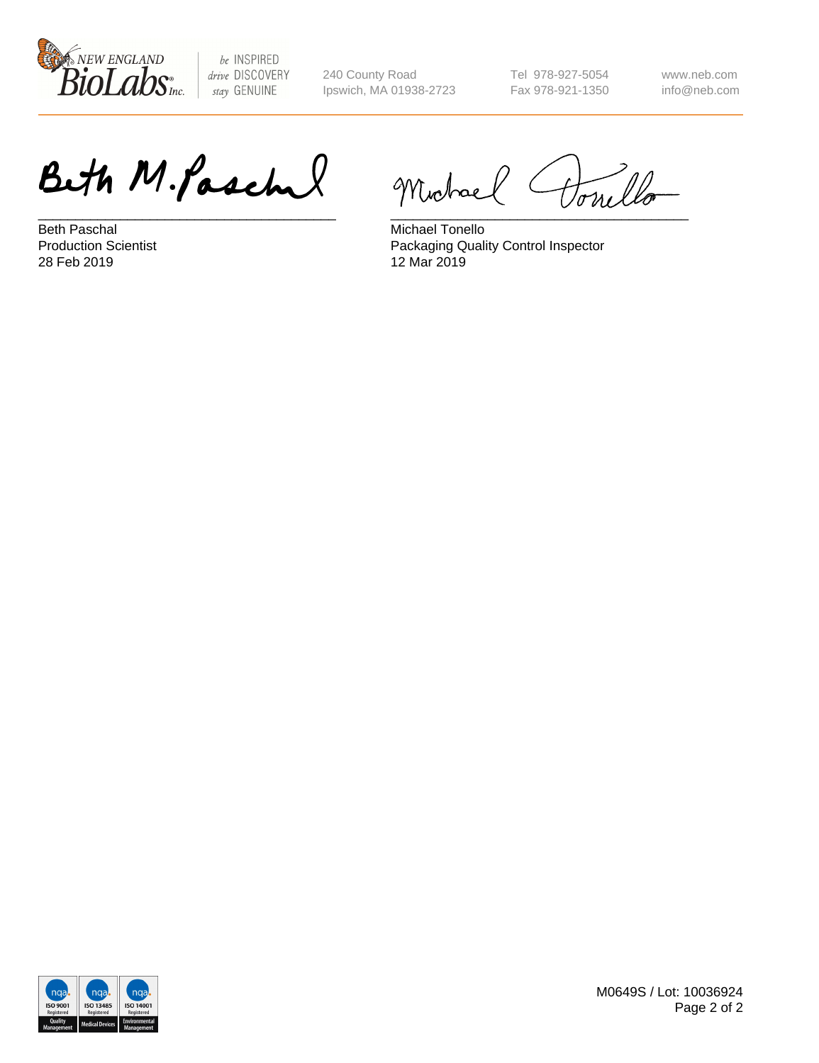Beth Paschal
Production Scientist
28 Feb 2019

Michael Tonello
Packaging Quality Control Inspector
12 Mar 2019

M0649S / Lot: 10036924